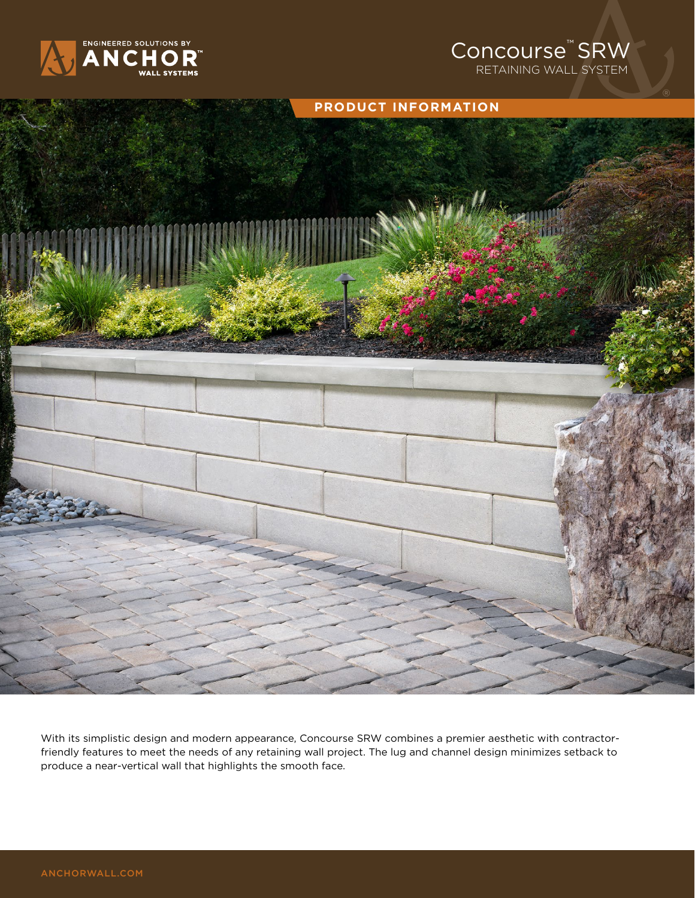ENGINEERED SOLUTIONS BY **ANCHOR**™ WALL SYSTEMS

# Concourse™ SRW

RETAINING WALL SYSTEM

## PRODUCT INFORMATION

With its simplistic design and modern appearance, Concourse SRW combines a premier aesthetic with contractor-friendly features to meet the needs of any retaining wall project. The lug and channel design minimizes setback to produce a near-vertical wall that highlights the smooth face.

ANCHORWALL.COM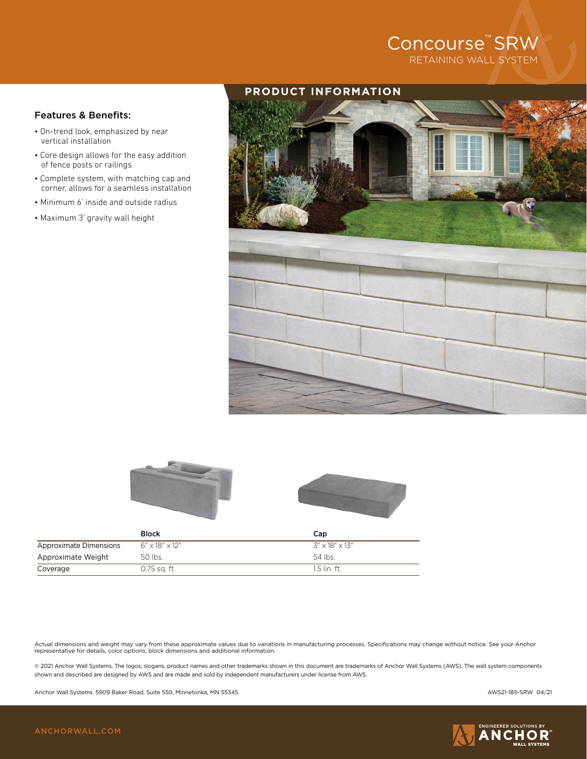# Concourse™ SRW

RETAINING WALL SYSTEM

## PRODUCT INFORMATION

### Features & Benefits:

- On-trend look, emphasized by near vertical installation
- Core design allows for the easy addition of fence posts or railings
- Complete system, with matching cap and corner, allows for a seamless installation
- Minimum 6' inside and outside radius
- Maximum 3' gravity wall height

| | Block | Cap |
|---|---|---|
| Approximate Dimensions | 6" x 18" x 12" | 3" x 18" x 13" |
| Approximate Weight | 50 lbs. | 54 lbs. |
| Coverage | 0.75 sq. ft. | 1.5 lin. ft. |

Actual dimensions and weight may vary from these approximate values due to variations in manufacturing processes. Specifications may change without notice. See your Anchor representative for details, color options, block dimensions and additional information.

© 2021 Anchor Wall Systems. The logos, slogans, product names and other trademarks shown in this document are trademarks of Anchor Wall Systems (AWS). The wall system components shown and described are designed by AWS and are made and sold by independent manufacturers under license from AWS.

Anchor Wall Systems. 5909 Baker Road, Suite 550, Minnetonka, MN 55345.

AWS21-185-SRW 04/21

ANCHORWALL.COM

ENGINEERED SOLUTIONS BY ANCHOR™ WALL SYSTEMS